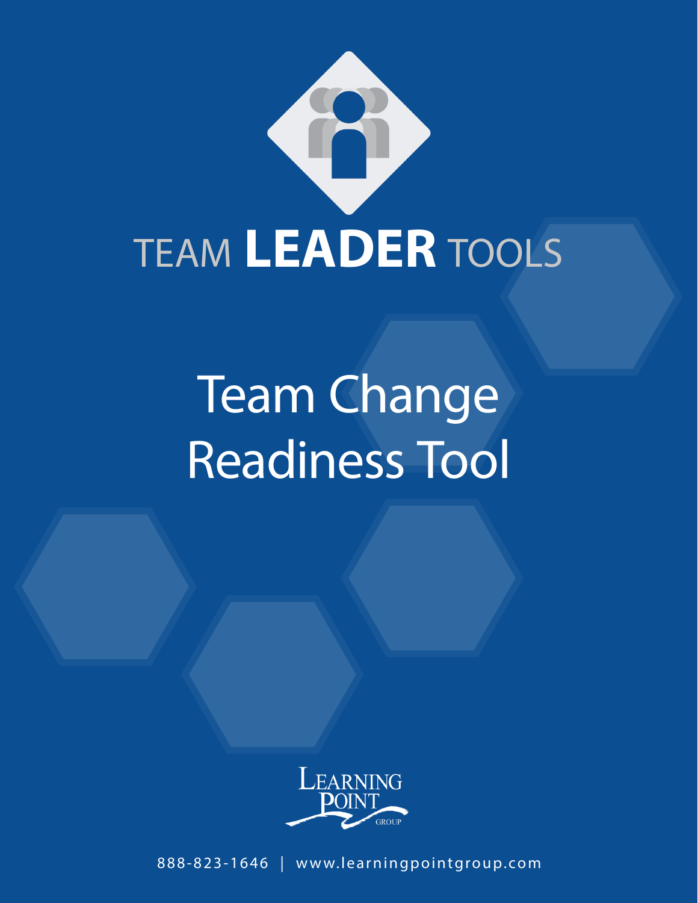TEAM **LEADER** TOOLS

# Team Change Readiness Tool

LEARNING POINT GROUP

888-823-1646 | www.learningpointgroup.com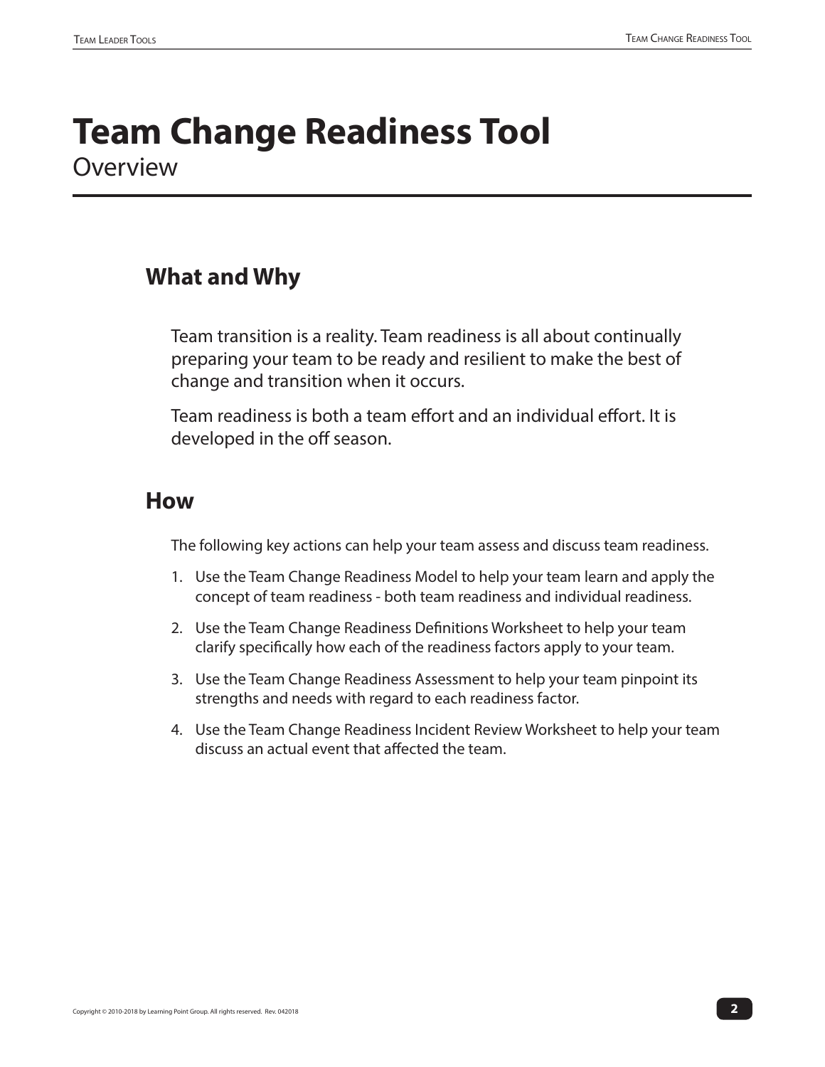# Team Change Readiness Tool

Overview

## What and Why

Team transition is a reality. Team readiness is all about continually preparing your team to be ready and resilient to make the best of change and transition when it occurs.

Team readiness is both a team effort and an individual effort. It is developed in the off season.

## How

The following key actions can help your team assess and discuss team readiness.

1. Use the Team Change Readiness Model to help your team learn and apply the concept of team readiness - both team readiness and individual readiness.
2. Use the Team Change Readiness Definitions Worksheet to help your team clarify specifically how each of the readiness factors apply to your team.
3. Use the Team Change Readiness Assessment to help your team pinpoint its strengths and needs with regard to each readiness factor.
4. Use the Team Change Readiness Incident Review Worksheet to help your team discuss an actual event that affected the team.

Copyright © 2010-2018 by Learning Point Group. All rights reserved. Rev. 042018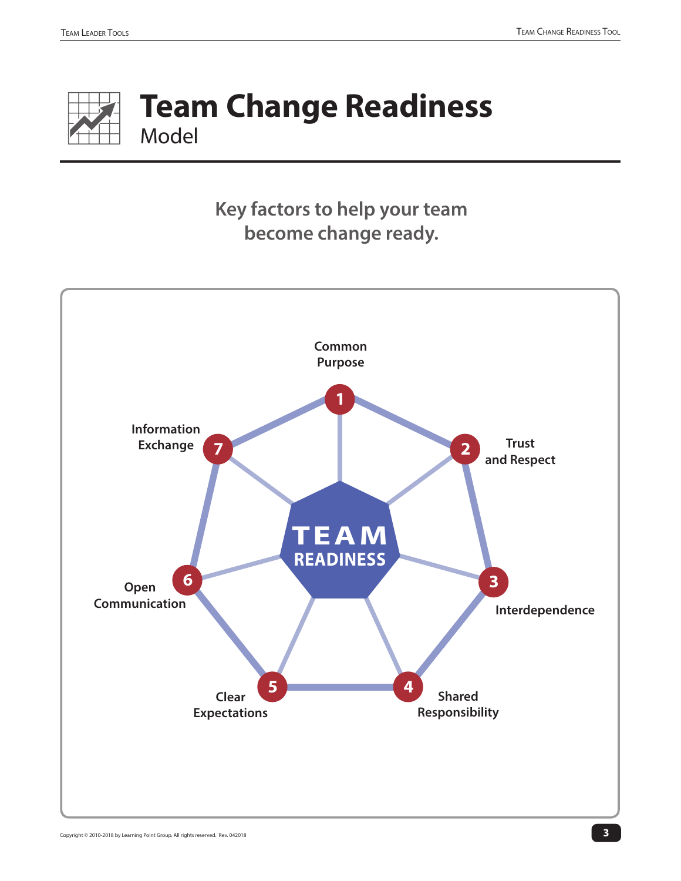# Team Change Readiness

Model

**Key factors to help your team become change ready.**

**TEAM READINESS**

1. Common Purpose
2. Trust and Respect
3. Interdependence
4. Shared Responsibility
5. Clear Expectations
6. Open Communication
7. Information Exchange

Copyright © 2010-2018 by Learning Point Group. All rights reserved. Rev. 042018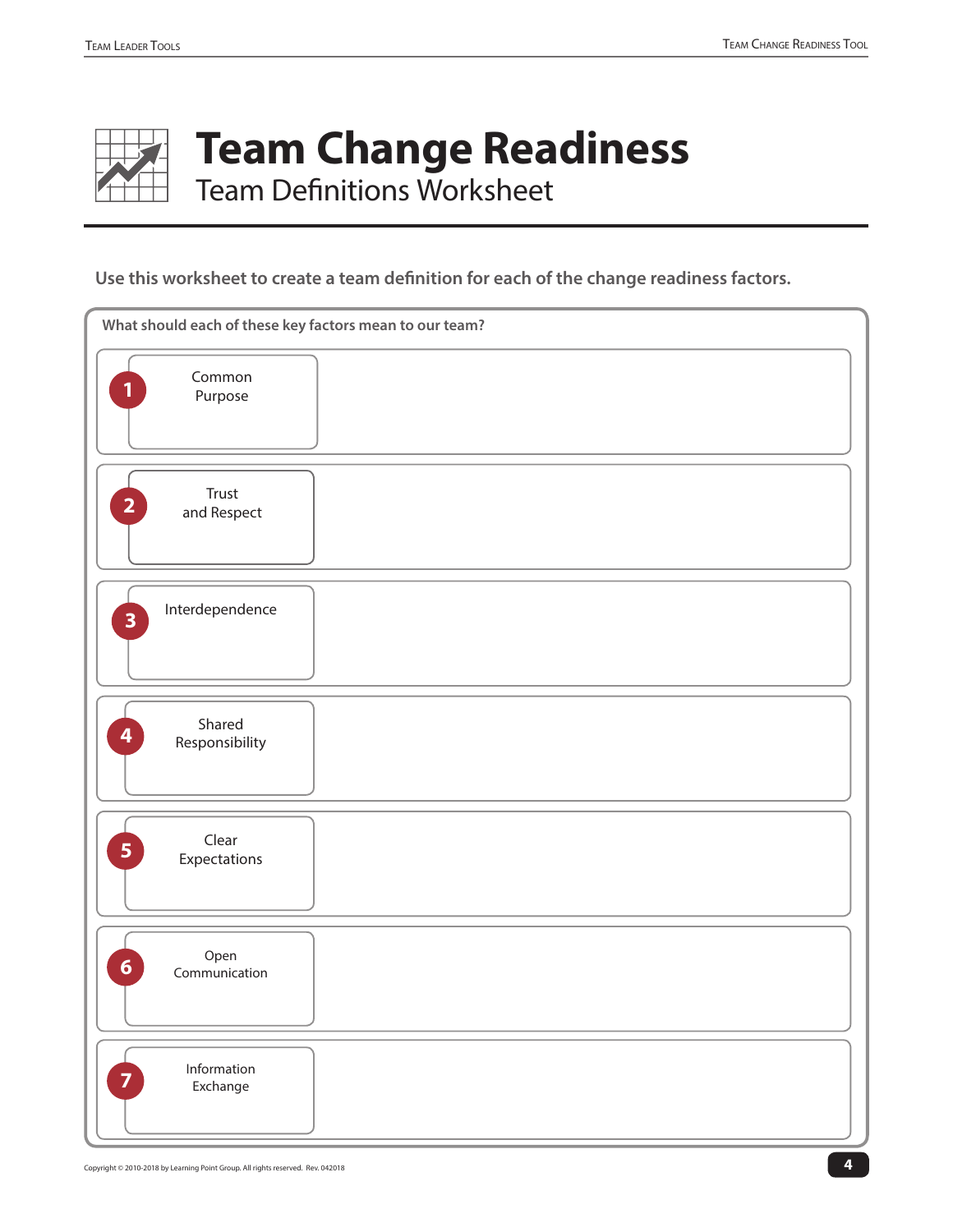# Team Change Readiness

## Team Definitions Worksheet

**Use this worksheet to create a team definition for each of the change readiness factors.**

**What should each of these key factors mean to our team?**

| # | Factor | Team Definition |
|---|---|---|
| 1 | Common Purpose | |
| 2 | Trust and Respect | |
| 3 | Interdependence | |
| 4 | Shared Responsibility | |
| 5 | Clear Expectations | |
| 6 | Open Communication | |
| 7 | Information Exchange | |

Copyright © 2010-2018 by Learning Point Group. All rights reserved. Rev. 042018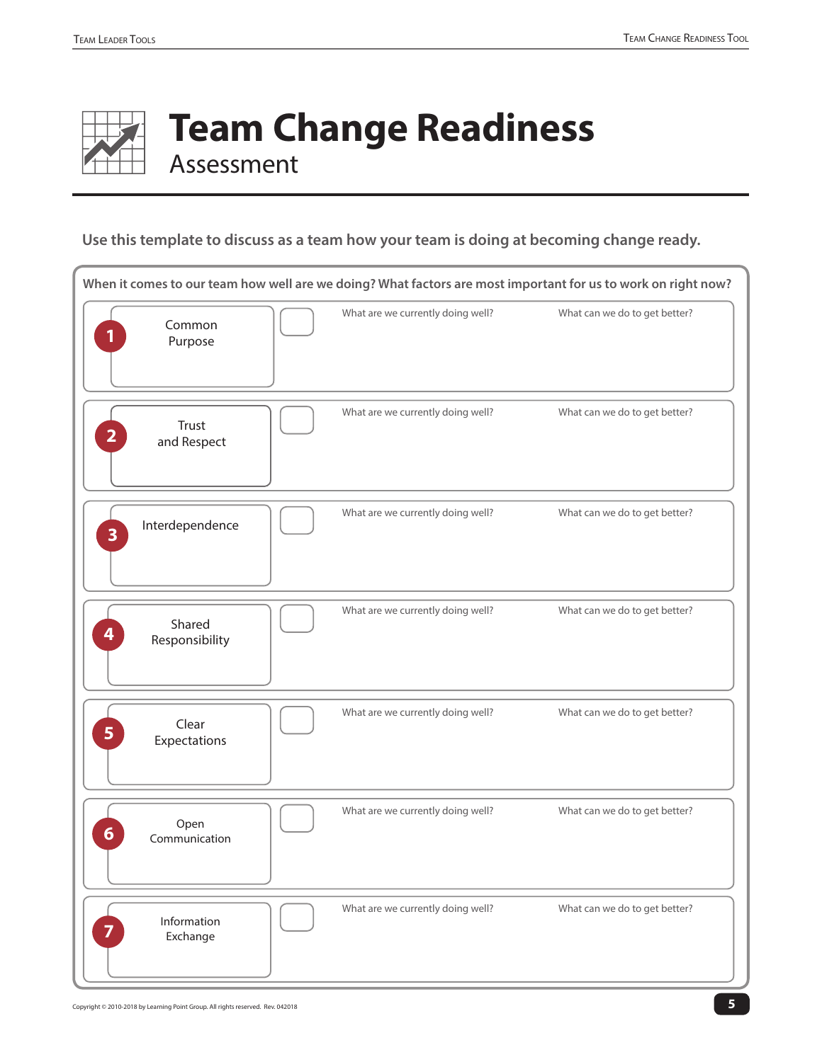# Team Change Readiness

## Assessment

**Use this template to discuss as a team how your team is doing at becoming change ready.**

**When it comes to our team how well are we doing? What factors are most important for us to work on right now?**

| # | Factor | Rating | What are we currently doing well? | What can we do to get better? |
|---|---|---|---|---|
| 1 | Common Purpose | | | |
| 2 | Trust and Respect | | | |
| 3 | Interdependence | | | |
| 4 | Shared Responsibility | | | |
| 5 | Clear Expectations | | | |
| 6 | Open Communication | | | |
| 7 | Information Exchange | | | |

Copyright © 2010-2018 by Learning Point Group. All rights reserved. Rev. 042018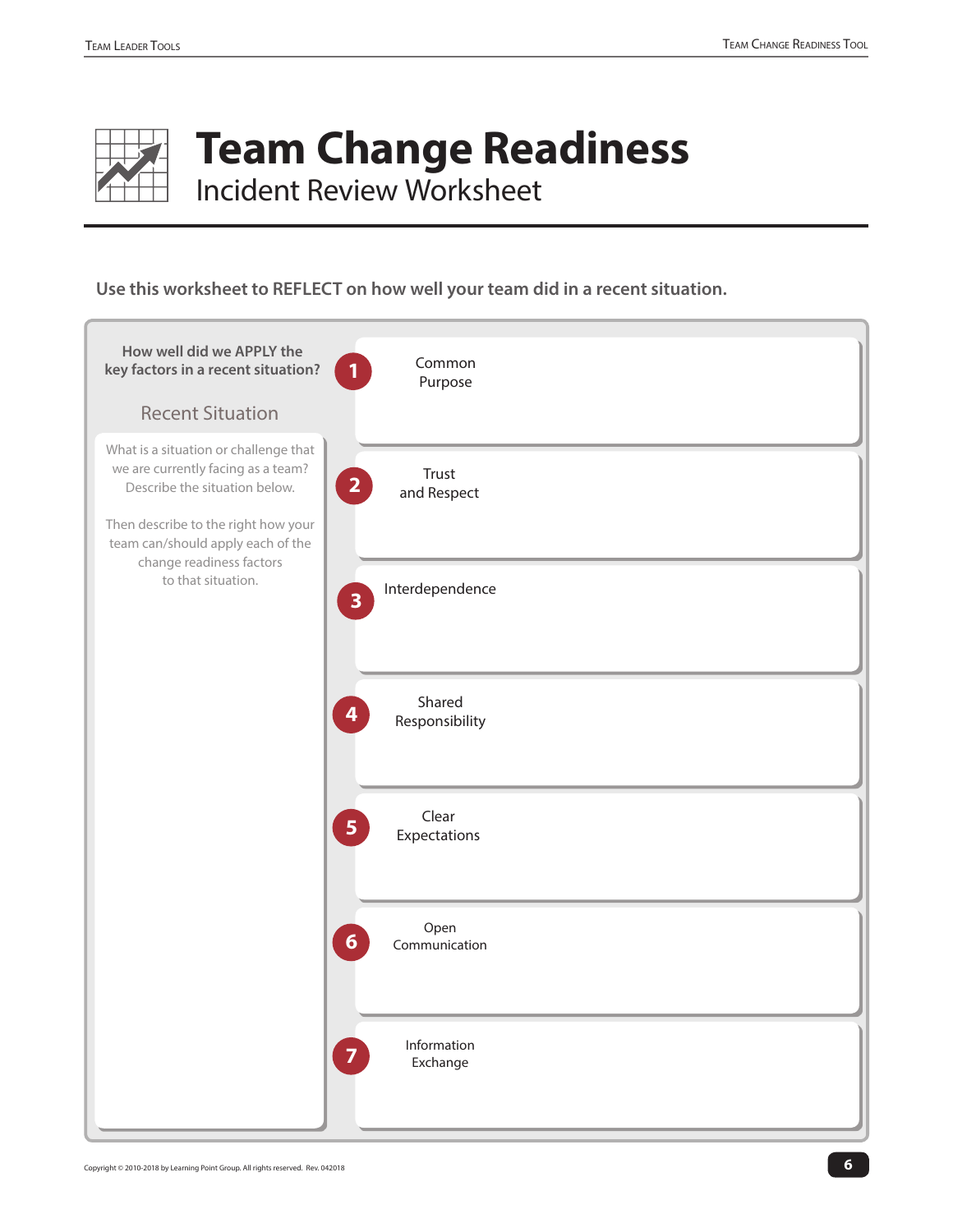# Team Change Readiness

## Incident Review Worksheet

**Use this worksheet to REFLECT on how well your team did in a recent situation.**

**How well did we APPLY the key factors in a recent situation?**

### Recent Situation

What is a situation or challenge that we are currently facing as a team? Describe the situation below.

Then describe to the right how your team can/should apply each of the change readiness factors to that situation.

1. Common Purpose

2. Trust and Respect

3. Interdependence

4. Shared Responsibility

5. Clear Expectations

6. Open Communication

7. Information Exchange

Copyright © 2010-2018 by Learning Point Group. All rights reserved. Rev. 042018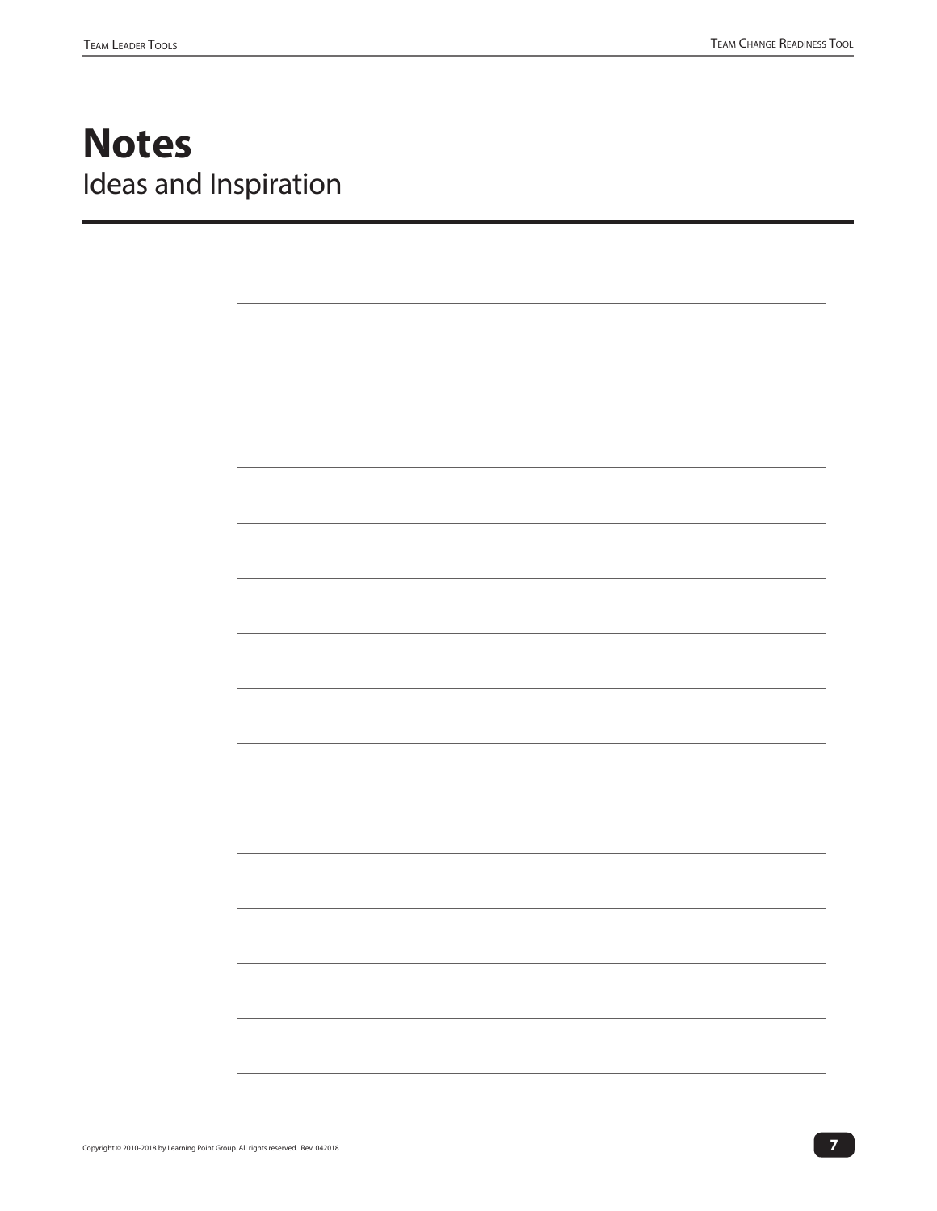# Notes

Ideas and Inspiration

Copyright © 2010-2018 by Learning Point Group. All rights reserved. Rev. 042018